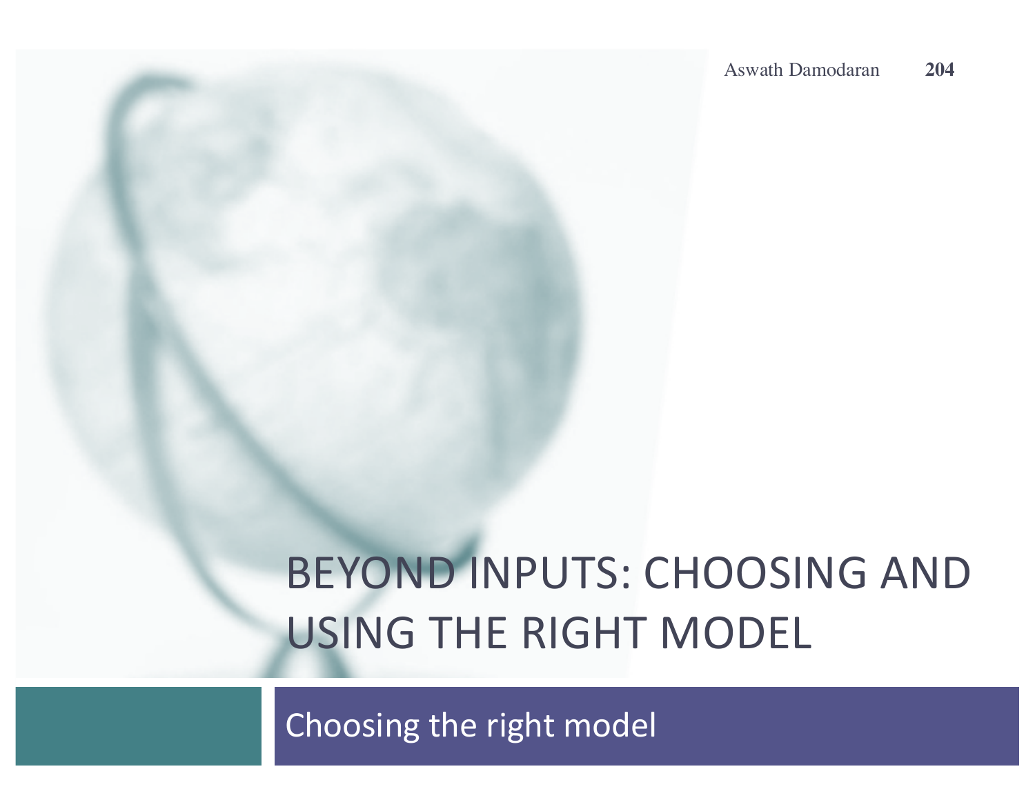# BEYOND INPUTS: CHOOSING AND USING THE RIGHT MODEL

## Choosing the right model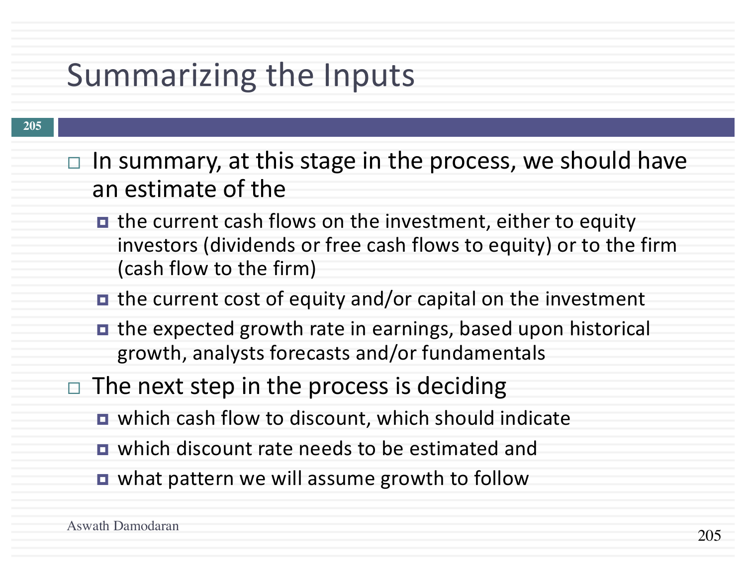# Summarizing the Inputs

- In summary, at this stage in the process, we should have an estimate of the
  - the current cash flows on the investment, either to equity investors (dividends or free cash flows to equity) or to the firm (cash flow to the firm)
  - the current cost of equity and/or capital on the investment
  - the expected growth rate in earnings, based upon historical growth, analysts forecasts and/or fundamentals
- The next step in the process is deciding
  - which cash flow to discount, which should indicate
  - which discount rate needs to be estimated and
  - what pattern we will assume growth to follow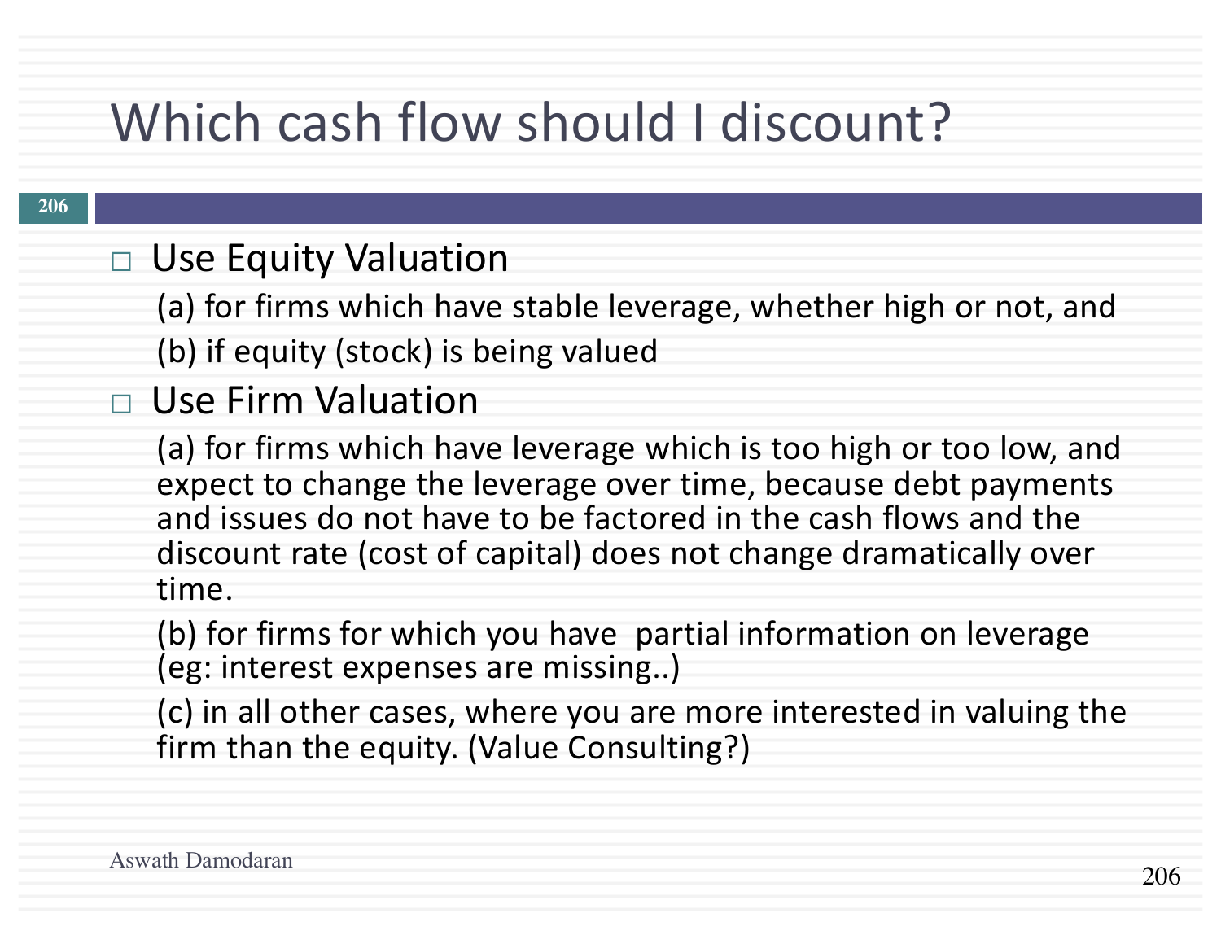# Which cash flow should I discount?

- Use Equity Valuation
  - (a) for firms which have stable leverage, whether high or not, and
  - (b) if equity (stock) is being valued
- Use Firm Valuation
  - (a) for firms which have leverage which is too high or too low, and expect to change the leverage over time, because debt payments and issues do not have to be factored in the cash flows and the discount rate (cost of capital) does not change dramatically over time.
  - (b) for firms for which you have partial information on leverage (eg: interest expenses are missing..)
  - (c) in all other cases, where you are more interested in valuing the firm than the equity. (Value Consulting?)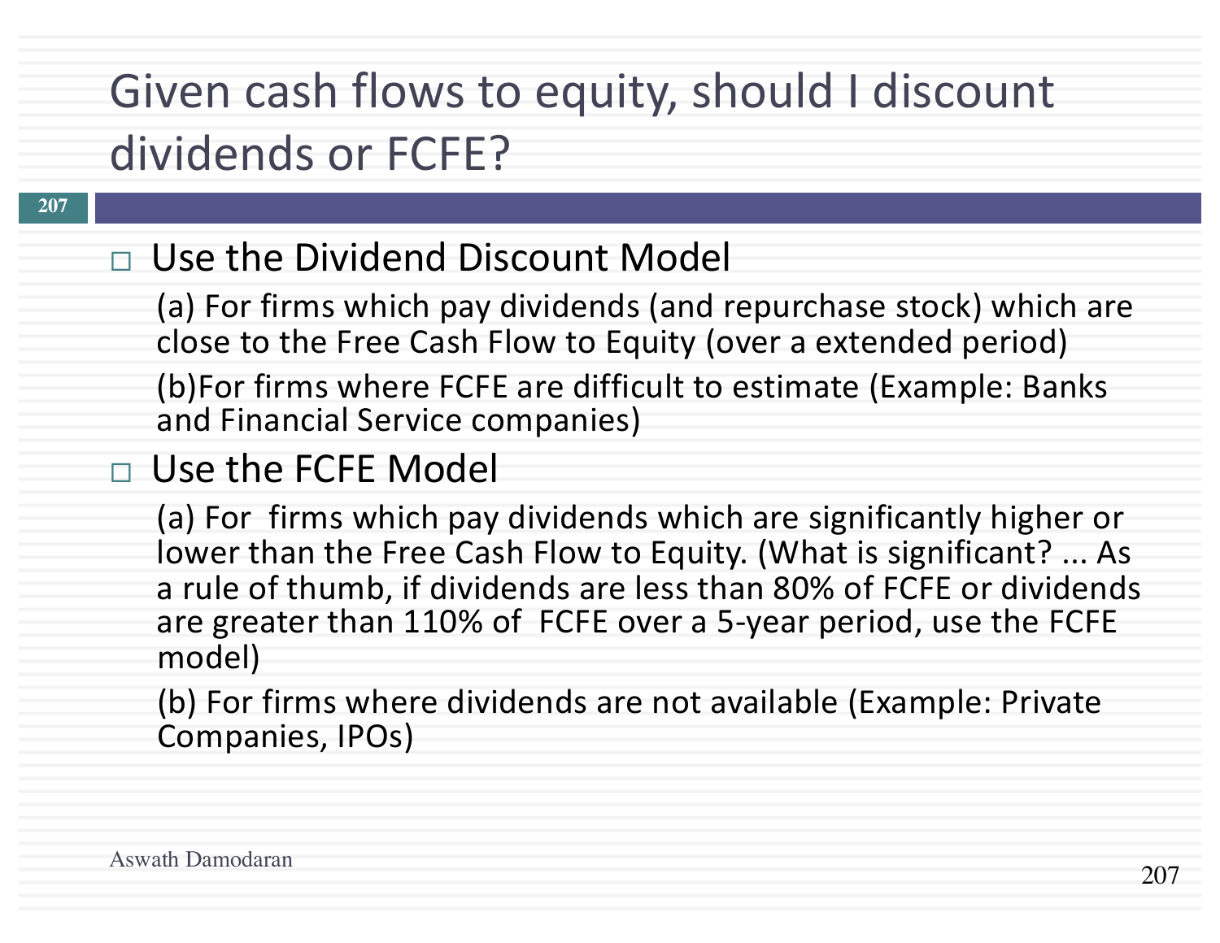# Given cash flows to equity, should I discount dividends or FCFE?

- Use the Dividend Discount Model

  (a) For firms which pay dividends (and repurchase stock) which are close to the Free Cash Flow to Equity (over a extended period)

  (b)For firms where FCFE are difficult to estimate (Example: Banks and Financial Service companies)

- Use the FCFE Model

  (a) For firms which pay dividends which are significantly higher or lower than the Free Cash Flow to Equity. (What is significant? ... As a rule of thumb, if dividends are less than 80% of FCFE or dividends are greater than 110% of FCFE over a 5-year period, use the FCFE model)

  (b) For firms where dividends are not available (Example: Private Companies, IPOs)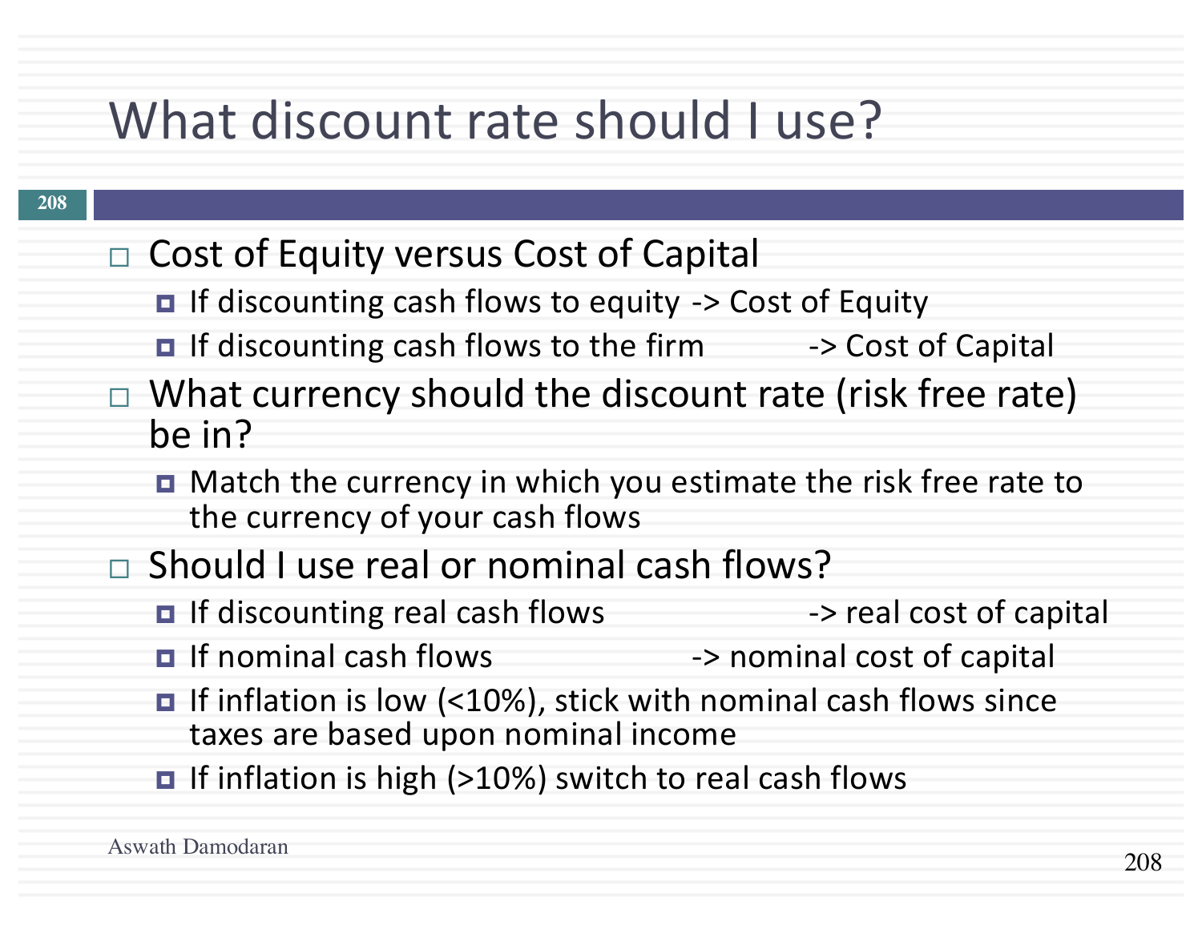# What discount rate should I use?

- Cost of Equity versus Cost of Capital
  - If discounting cash flows to equity -> Cost of Equity
  - If discounting cash flows to the firm -> Cost of Capital
- What currency should the discount rate (risk free rate) be in?
  - Match the currency in which you estimate the risk free rate to the currency of your cash flows
- Should I use real or nominal cash flows?
  - If discounting real cash flows -> real cost of capital
  - If nominal cash flows -> nominal cost of capital
  - If inflation is low (<10%), stick with nominal cash flows since taxes are based upon nominal income
  - If inflation is high (>10%) switch to real cash flows

Aswath Damodaran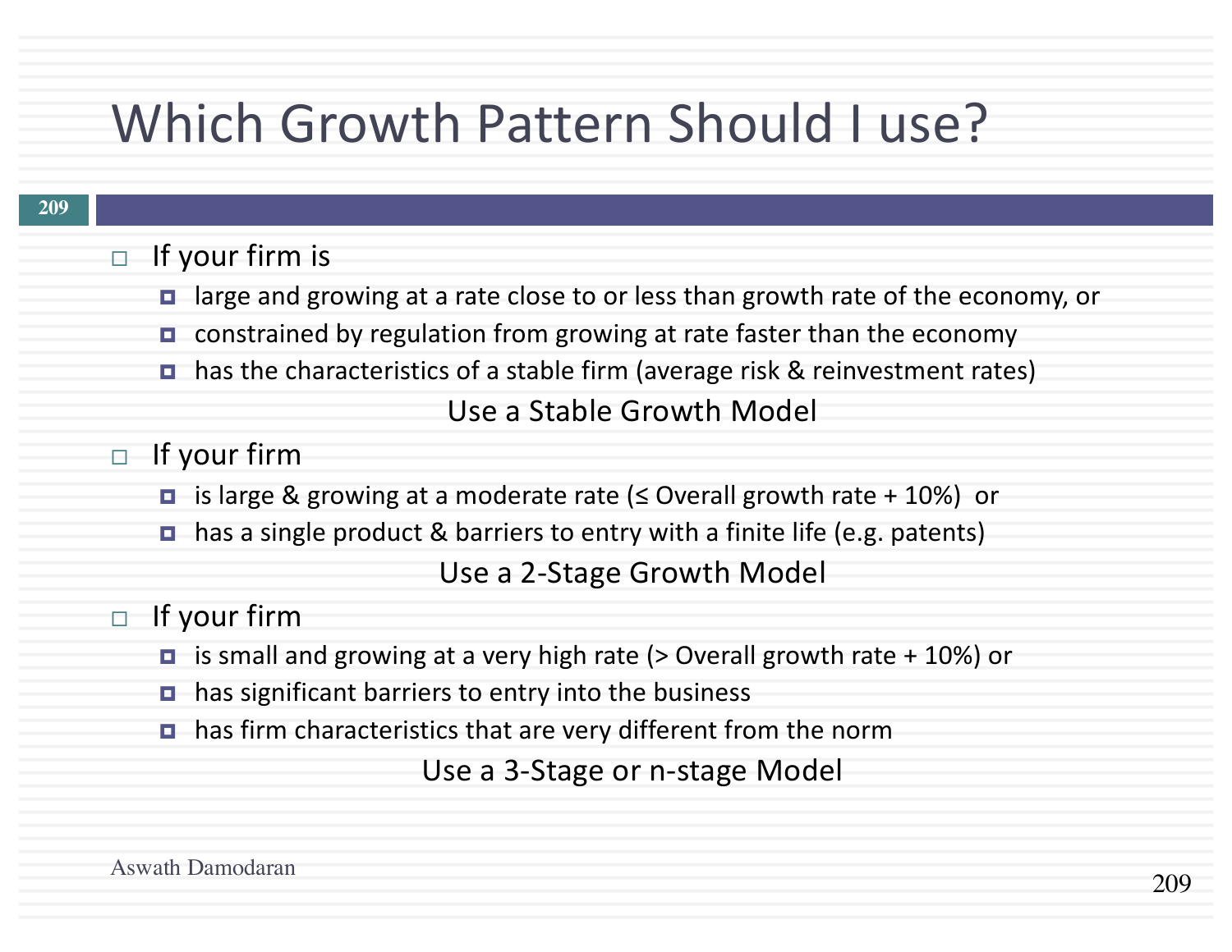# Which Growth Pattern Should I use?

- If your firm is
  - large and growing at a rate close to or less than growth rate of the economy, or
  - constrained by regulation from growing at rate faster than the economy
  - has the characteristics of a stable firm (average risk & reinvestment rates)

  Use a Stable Growth Model

- If your firm
  - is large & growing at a moderate rate (≤ Overall growth rate + 10%) or
  - has a single product & barriers to entry with a finite life (e.g. patents)

  Use a 2-Stage Growth Model

- If your firm
  - is small and growing at a very high rate (> Overall growth rate + 10%) or
  - has significant barriers to entry into the business
  - has firm characteristics that are very different from the norm

  Use a 3-Stage or n-stage Model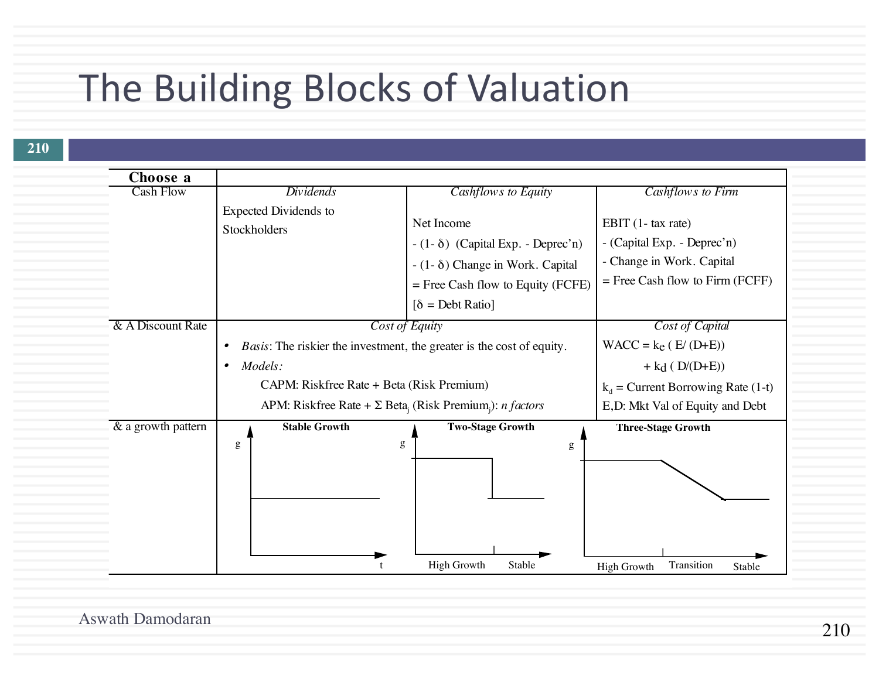# The Building Blocks of Valuation

| Choose a | | | |
|---|---|---|---|
| Cash Flow | *Dividends*<br>Expected Dividends to Stockholders | *Cashflows to Equity*<br>Net Income<br>- (1- δ) (Capital Exp. - Deprec'n)<br>- (1- δ) Change in Work. Capital<br>= Free Cash flow to Equity (FCFE)<br>[δ = Debt Ratio] | *Cashflows to Firm*<br>EBIT (1- tax rate)<br>- (Capital Exp. - Deprec'n)<br>- Change in Work. Capital<br>= Free Cash flow to Firm (FCFF) |
| & A Discount Rate | *Cost of Equity*<br>• *Basis*: The riskier the investment, the greater is the cost of equity.<br>• *Models:*<br>CAPM: Riskfree Rate + Beta (Risk Premium)<br>APM: Riskfree Rate + Σ $Beta_j$ (Risk $Premium_j$): *n factors* | | *Cost of Capital*<br>WACC = $k_e$ ( E/ (D+E))<br>+ $k_d$ ( D/(D+E))<br>$k_d$ = Current Borrowing Rate (1-t)<br>E,D: Mkt Val of Equity and Debt |
| & a growth pattern | Stable Growth<br>g<br>t | Two-Stage Growth<br>g<br>High Growth Stable | Three-Stage Growth<br>g<br>High Growth Transition Stable |